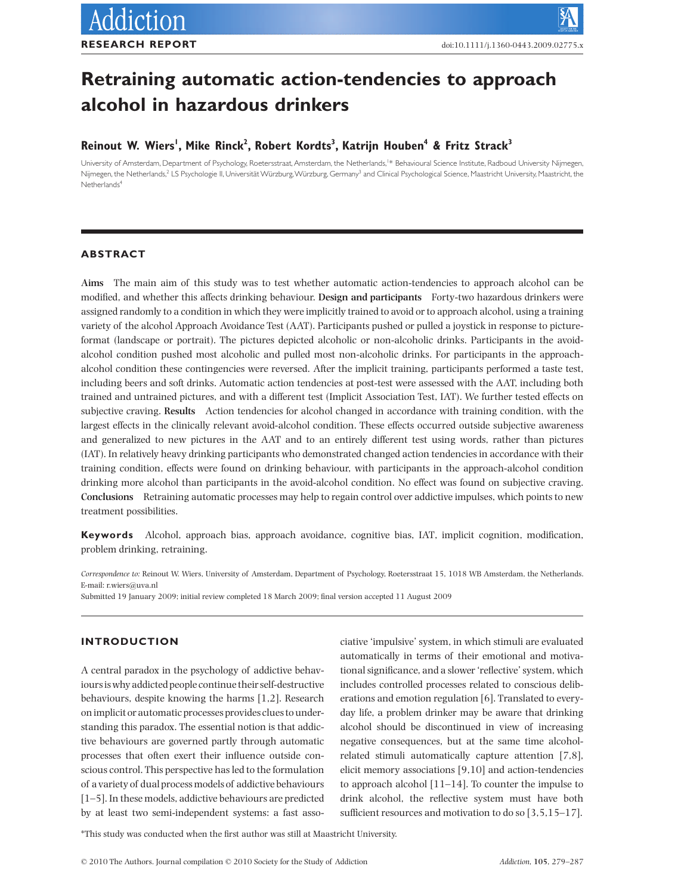# Retraining automatic action-tendencies to approach alcohol in hazardous drinkers

**Reinout W. Wiers[1], Mike Rinck[2], Robert Kordts[3], Katrijn Houben[4] & Fritz Strack[3]**

University of Amsterdam, Department of Psychology, Roetersstraat, Amsterdam, the Netherlands,[1]* Behavioural Science Institute, Radboud University Nijmegen, Nijmegen, the Netherlands,[2] LS Psychologie II, Universität Würzburg, Würzburg, Germany[3] and Clinical Psychological Science, Maastricht University, Maastricht, the Netherlands[4]

## ABSTRACT

**Aims** The main aim of this study was to test whether automatic action-tendencies to approach alcohol can be modified, and whether this affects drinking behaviour. **Design and participants** Forty-two hazardous drinkers were assigned randomly to a condition in which they were implicitly trained to avoid or to approach alcohol, using a training variety of the alcohol Approach Avoidance Test (AAT). Participants pushed or pulled a joystick in response to picture-format (landscape or portrait). The pictures depicted alcoholic or non-alcoholic drinks. Participants in the avoid-alcohol condition pushed most alcoholic and pulled most non-alcoholic drinks. For participants in the approach-alcohol condition these contingencies were reversed. After the implicit training, participants performed a taste test, including beers and soft drinks. Automatic action tendencies at post-test were assessed with the AAT, including both trained and untrained pictures, and with a different test (Implicit Association Test, IAT). We further tested effects on subjective craving. **Results** Action tendencies for alcohol changed in accordance with training condition, with the largest effects in the clinically relevant avoid-alcohol condition. These effects occurred outside subjective awareness and generalized to new pictures in the AAT and to an entirely different test using words, rather than pictures (IAT). In relatively heavy drinking participants who demonstrated changed action tendencies in accordance with their training condition, effects were found on drinking behaviour, with participants in the approach-alcohol condition drinking more alcohol than participants in the avoid-alcohol condition. No effect was found on subjective craving. **Conclusions** Retraining automatic processes may help to regain control over addictive impulses, which points to new treatment possibilities.

**Keywords** Alcohol, approach bias, approach avoidance, cognitive bias, IAT, implicit cognition, modification, problem drinking, retraining.

*Correspondence to:* Reinout W. Wiers, University of Amsterdam, Department of Psychology, Roetersstraat 15, 1018 WB Amsterdam, the Netherlands. E-mail: r.wiers@uva.nl

Submitted 19 January 2009; initial review completed 18 March 2009; final version accepted 11 August 2009

## INTRODUCTION

A central paradox in the psychology of addictive behaviours is why addicted people continue their self-destructive behaviours, despite knowing the harms [1,2]. Research on implicit or automatic processes provides clues to understanding this paradox. The essential notion is that addictive behaviours are governed partly through automatic processes that often exert their influence outside conscious control. This perspective has led to the formulation of a variety of dual process models of addictive behaviours [1–5]. In these models, addictive behaviours are predicted by at least two semi-independent systems: a fast associative 'impulsive' system, in which stimuli are evaluated automatically in terms of their emotional and motivational significance, and a slower 'reflective' system, which includes controlled processes related to conscious deliberations and emotion regulation [6]. Translated to everyday life, a problem drinker may be aware that drinking alcohol should be discontinued in view of increasing negative consequences, but at the same time alcohol-related stimuli automatically capture attention [7,8], elicit memory associations [9,10] and action-tendencies to approach alcohol [11–14]. To counter the impulse to drink alcohol, the reflective system must have both sufficient resources and motivation to do so [3,5,15–17].

*This study was conducted when the first author was still at Maastricht University.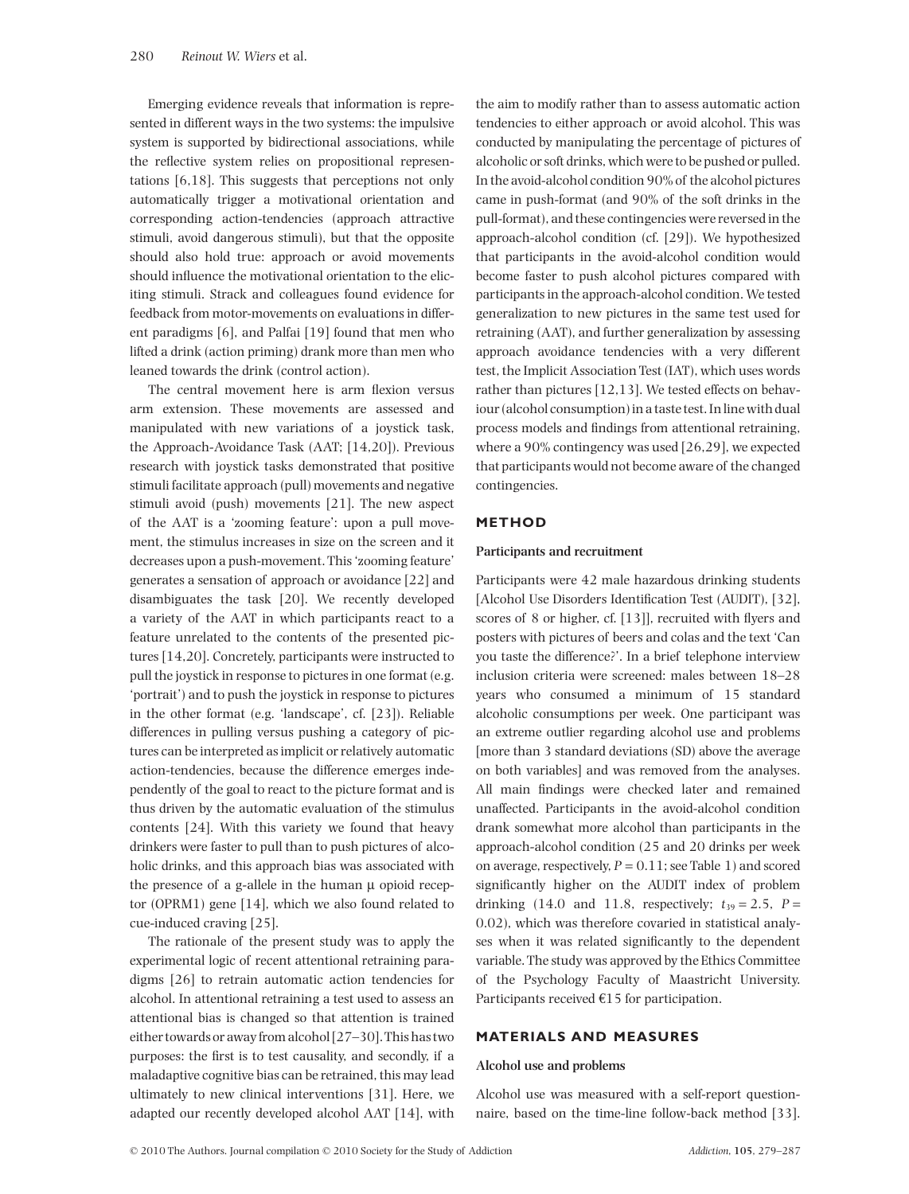Emerging evidence reveals that information is represented in different ways in the two systems: the impulsive system is supported by bidirectional associations, while the reflective system relies on propositional representations [6,18]. This suggests that perceptions not only automatically trigger a motivational orientation and corresponding action-tendencies (approach attractive stimuli, avoid dangerous stimuli), but that the opposite should also hold true: approach or avoid movements should influence the motivational orientation to the eliciting stimuli. Strack and colleagues found evidence for feedback from motor-movements on evaluations in different paradigms [6], and Palfai [19] found that men who lifted a drink (action priming) drank more than men who leaned towards the drink (control action).

The central movement here is arm flexion versus arm extension. These movements are assessed and manipulated with new variations of a joystick task, the Approach-Avoidance Task (AAT; [14,20]). Previous research with joystick tasks demonstrated that positive stimuli facilitate approach (pull) movements and negative stimuli avoid (push) movements [21]. The new aspect of the AAT is a 'zooming feature': upon a pull movement, the stimulus increases in size on the screen and it decreases upon a push-movement. This 'zooming feature' generates a sensation of approach or avoidance [22] and disambiguates the task [20]. We recently developed a variety of the AAT in which participants react to a feature unrelated to the contents of the presented pictures [14,20]. Concretely, participants were instructed to pull the joystick in response to pictures in one format (e.g. 'portrait') and to push the joystick in response to pictures in the other format (e.g. 'landscape', cf. [23]). Reliable differences in pulling versus pushing a category of pictures can be interpreted as implicit or relatively automatic action-tendencies, because the difference emerges independently of the goal to react to the picture format and is thus driven by the automatic evaluation of the stimulus contents [24]. With this variety we found that heavy drinkers were faster to pull than to push pictures of alcoholic drinks, and this approach bias was associated with the presence of a g-allele in the human μ opioid receptor (OPRM1) gene [14], which we also found related to cue-induced craving [25].

The rationale of the present study was to apply the experimental logic of recent attentional retraining paradigms [26] to retrain automatic action tendencies for alcohol. In attentional retraining a test used to assess an attentional bias is changed so that attention is trained either towards or away from alcohol [27–30]. This has two purposes: the first is to test causality, and secondly, if a maladaptive cognitive bias can be retrained, this may lead ultimately to new clinical interventions [31]. Here, we adapted our recently developed alcohol AAT [14], with the aim to modify rather than to assess automatic action tendencies to either approach or avoid alcohol. This was conducted by manipulating the percentage of pictures of alcoholic or soft drinks, which were to be pushed or pulled. In the avoid-alcohol condition 90% of the alcohol pictures came in push-format (and 90% of the soft drinks in the pull-format), and these contingencies were reversed in the approach-alcohol condition (cf. [29]). We hypothesized that participants in the avoid-alcohol condition would become faster to push alcohol pictures compared with participants in the approach-alcohol condition. We tested generalization to new pictures in the same test used for retraining (AAT), and further generalization by assessing approach avoidance tendencies with a very different test, the Implicit Association Test (IAT), which uses words rather than pictures [12,13]. We tested effects on behaviour (alcohol consumption) in a taste test. In line with dual process models and findings from attentional retraining, where a 90% contingency was used [26,29], we expected that participants would not become aware of the changed contingencies.

## METHOD

### Participants and recruitment

Participants were 42 male hazardous drinking students [Alcohol Use Disorders Identification Test (AUDIT), [32], scores of 8 or higher, cf. [13]], recruited with flyers and posters with pictures of beers and colas and the text 'Can you taste the difference?'. In a brief telephone interview inclusion criteria were screened: males between 18–28 years who consumed a minimum of 15 standard alcoholic consumptions per week. One participant was an extreme outlier regarding alcohol use and problems [more than 3 standard deviations (SD) above the average on both variables] and was removed from the analyses. All main findings were checked later and remained unaffected. Participants in the avoid-alcohol condition drank somewhat more alcohol than participants in the approach-alcohol condition (25 and 20 drinks per week on average, respectively, $P = 0.11$; see Table 1) and scored significantly higher on the AUDIT index of problem drinking (14.0 and 11.8, respectively; $t_{39} = 2.5$, $P = 0.02$), which was therefore covaried in statistical analyses when it was related significantly to the dependent variable. The study was approved by the Ethics Committee of the Psychology Faculty of Maastricht University. Participants received €15 for participation.

## MATERIALS AND MEASURES

### Alcohol use and problems

Alcohol use was measured with a self-report questionnaire, based on the time-line follow-back method [33].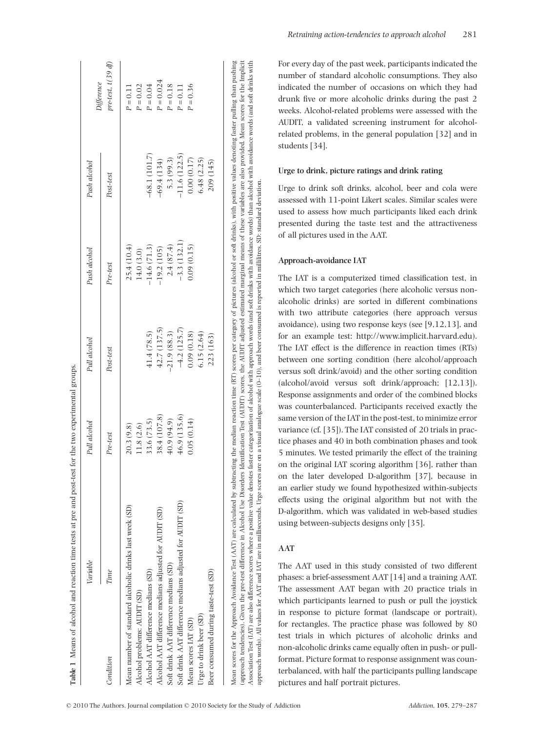**Table 1** Means of alcohol and reaction time tests at pre and post-test for the two experimental groups.

| Variable | Pull alcohol | | Push alcohol | | Difference |
|---|---|---|---|---|---|
| Condition / Time | Pre-test | Post-test | Pre-test | Post-test | pre-test, t(39 df) |
| Mean number of standard alcoholic drinks last week (SD) | 20.3 (9.8) | | 25.4 (10.4) | | P = 0.11 |
| Alcohol problems: AUDIT (SD) | 11.8 (2.6) | | 14.0 (3.0) | | P = 0.02 |
| Alcohol AAT difference medians (SD) | 33.6 (73.5) | 41.4 (78.5) | −14.6 (71.3) | −68.1 (101.7) | P = 0.04 |
| Alcohol AAT difference medians adjusted for AUDIT (SD) | 38.4 (107.8) | 42.7 (137.5) | −19.2 (105) | −69.4 (134) | P = 0.024 |
| Soft drink AAT difference medians (SD) | 40.9 (94.9) | −21.9 (88.3) | 2.4 (87.4) | 5.3 (99.3) | P = 0.18 |
| Soft drink AAT difference medians adjusted for AUDIT (SD) | 46.9 (135.6) | −4.2 (125.7) | −3.3 (132.1) | −11.6 (122.5) | P = 0.11 |
| Mean scores IAT (SD) | 0.05 (0.14) | 0.09 (0.18) | 0.09 (0.15) | 0.00 (0.17) | P = 0.36 |
| Urge to drink beer (SD) | | 6.15 (2.64) | | 6.48 (2.25) | |
| Beer consumed during taste-test (SD) | | 223 (163) | | 209 (145) | |

Mean scores for the Approach Avoidance Test (AAT) are calculated by subtracting the median reaction time (RT) scores per category of pictures (alcohol or soft drinks), with positive values denoting faster pulling than pushing (approach tendencies). Given the pre-test difference in Alcohol Use Disorders Identification Test (AUDIT) scores, the AUDIT adjusted estimated marginal means of these variables are also provided. Mean scores for the Implicit Association Test (IAT) are also difference scores where a positive value denotes faster categorization of alcohol with approach words (and soft drinks with avoidance words) than alcohol with avoidance words (and soft drinks with approach words). All values for AAT and IAT are in milliseconds. Urge scores are on a visual analogue scale (0–10), and beer consumed is reported in millilitres. SD: standard deviation.

For every day of the past week, participants indicated the number of standard alcoholic consumptions. They also indicated the number of occasions on which they had drunk five or more alcoholic drinks during the past 2 weeks. Alcohol-related problems were assessed with the AUDIT, a validated screening instrument for alcohol-related problems, in the general population [32] and in students [34].

### Urge to drink, picture ratings and drink rating

Urge to drink soft drinks, alcohol, beer and cola were assessed with 11-point Likert scales. Similar scales were used to assess how much participants liked each drink presented during the taste test and the attractiveness of all pictures used in the AAT.

### Approach-avoidance IAT

The IAT is a computerized timed classification test, in which two target categories (here alcoholic versus non-alcoholic drinks) are sorted in different combinations with two attribute categories (here approach versus avoidance), using two response keys (see [9,12,13], and for an example test: http://www.implicit.harvard.edu). The IAT effect is the difference in reaction times (RTs) between one sorting condition (here alcohol/approach versus soft drink/avoid) and the other sorting condition (alcohol/avoid versus soft drink/approach; [12,13]). Response assignments and order of the combined blocks was counterbalanced. Participants received exactly the same version of the IAT in the post-test, to minimize error variance (cf. [35]). The IAT consisted of 20 trials in practice phases and 40 in both combination phases and took 5 minutes. We tested primarily the effect of the training on the original IAT scoring algorithm [36], rather than on the later developed D-algorithm [37], because in an earlier study we found hypothesized within-subjects effects using the original algorithm but not with the D-algorithm, which was validated in web-based studies using between-subjects designs only [35].

### AAT

The AAT used in this study consisted of two different phases: a brief-assessment AAT [14] and a training AAT. The assessment AAT began with 20 practice trials in which participants learned to push or pull the joystick in response to picture format (landscape or portrait), for rectangles. The practice phase was followed by 80 test trials in which pictures of alcoholic drinks and non-alcoholic drinks came equally often in push- or pull-format. Picture format to response assignment was counterbalanced, with half the participants pulling landscape pictures and half portrait pictures.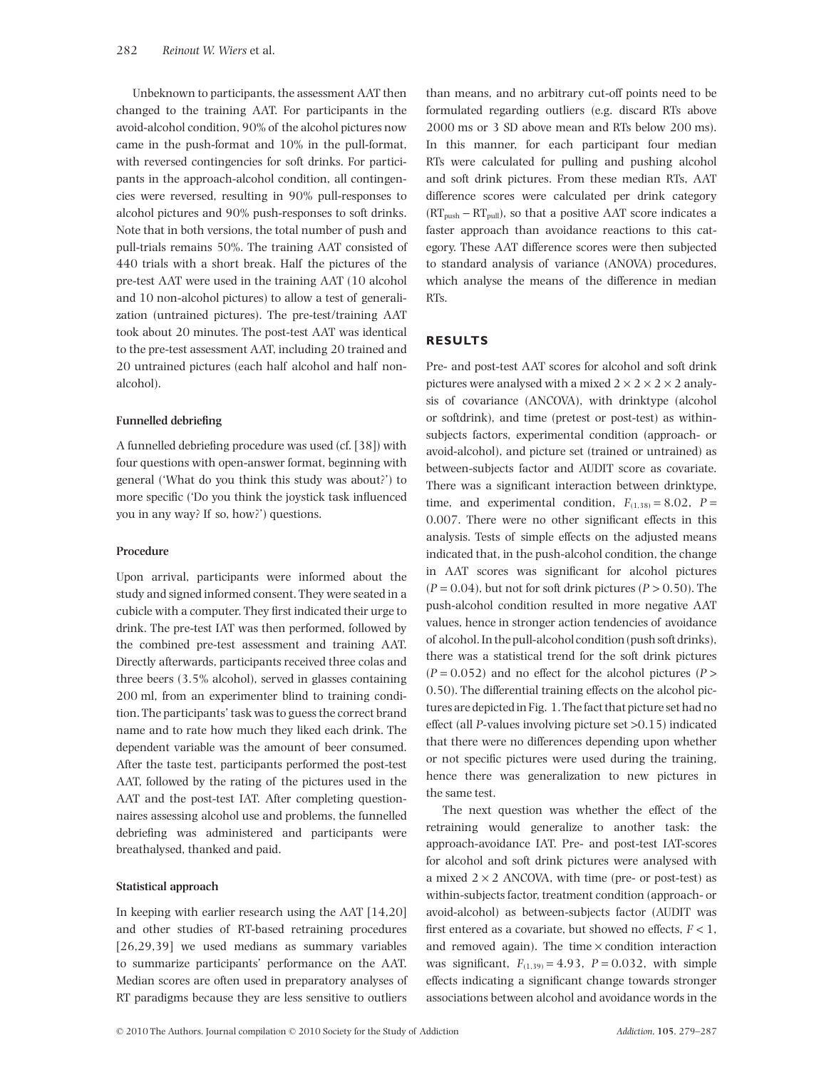Unbeknown to participants, the assessment AAT then changed to the training AAT. For participants in the avoid-alcohol condition, 90% of the alcohol pictures now came in the push-format and 10% in the pull-format, with reversed contingencies for soft drinks. For participants in the approach-alcohol condition, all contingencies were reversed, resulting in 90% pull-responses to alcohol pictures and 90% push-responses to soft drinks. Note that in both versions, the total number of push and pull-trials remains 50%. The training AAT consisted of 440 trials with a short break. Half the pictures of the pre-test AAT were used in the training AAT (10 alcohol and 10 non-alcohol pictures) to allow a test of generalization (untrained pictures). The pre-test/training AAT took about 20 minutes. The post-test AAT was identical to the pre-test assessment AAT, including 20 trained and 20 untrained pictures (each half alcohol and half non-alcohol).

#### Funnelled debriefing

A funnelled debriefing procedure was used (cf. [38]) with four questions with open-answer format, beginning with general ('What do you think this study was about?') to more specific ('Do you think the joystick task influenced you in any way? If so, how?') questions.

#### Procedure

Upon arrival, participants were informed about the study and signed informed consent. They were seated in a cubicle with a computer. They first indicated their urge to drink. The pre-test IAT was then performed, followed by the combined pre-test assessment and training AAT. Directly afterwards, participants received three colas and three beers (3.5% alcohol), served in glasses containing 200 ml, from an experimenter blind to training condition. The participants' task was to guess the correct brand name and to rate how much they liked each drink. The dependent variable was the amount of beer consumed. After the taste test, participants performed the post-test AAT, followed by the rating of the pictures used in the AAT and the post-test IAT. After completing questionnaires assessing alcohol use and problems, the funnelled debriefing was administered and participants were breathalysed, thanked and paid.

#### Statistical approach

In keeping with earlier research using the AAT [14,20] and other studies of RT-based retraining procedures [26,29,39] we used medians as summary variables to summarize participants' performance on the AAT. Median scores are often used in preparatory analyses of RT paradigms because they are less sensitive to outliers than means, and no arbitrary cut-off points need to be formulated regarding outliers (e.g. discard RTs above 2000 ms or 3 SD above mean and RTs below 200 ms). In this manner, for each participant four median RTs were calculated for pulling and pushing alcohol and soft drink pictures. From these median RTs, AAT difference scores were calculated per drink category ($RT_{push} - RT_{pull}$), so that a positive AAT score indicates a faster approach than avoidance reactions to this category. These AAT difference scores were then subjected to standard analysis of variance (ANOVA) procedures, which analyse the means of the difference in median RTs.

## RESULTS

Pre- and post-test AAT scores for alcohol and soft drink pictures were analysed with a mixed $2 \times 2 \times 2 \times 2$ analysis of covariance (ANCOVA), with drinktype (alcohol or softdrink), and time (pretest or post-test) as within-subjects factors, experimental condition (approach- or avoid-alcohol), and picture set (trained or untrained) as between-subjects factor and AUDIT score as covariate. There was a significant interaction between drinktype, time, and experimental condition, $F_{(1,38)} = 8.02$, $P = 0.007$. There were no other significant effects in this analysis. Tests of simple effects on the adjusted means indicated that, in the push-alcohol condition, the change in AAT scores was significant for alcohol pictures ($P = 0.04$), but not for soft drink pictures ($P > 0.50$). The push-alcohol condition resulted in more negative AAT values, hence in stronger action tendencies of avoidance of alcohol. In the pull-alcohol condition (push soft drinks), there was a statistical trend for the soft drink pictures ($P = 0.052$) and no effect for the alcohol pictures ($P > 0.50$). The differential training effects on the alcohol pictures are depicted in Fig. 1. The fact that picture set had no effect (all $P$-values involving picture set $>0.15$) indicated that there were no differences depending upon whether or not specific pictures were used during the training, hence there was generalization to new pictures in the same test.

The next question was whether the effect of the retraining would generalize to another task: the approach-avoidance IAT. Pre- and post-test IAT-scores for alcohol and soft drink pictures were analysed with a mixed $2 \times 2$ ANCOVA, with time (pre- or post-test) as within-subjects factor, treatment condition (approach- or avoid-alcohol) as between-subjects factor (AUDIT was first entered as a covariate, but showed no effects, $F < 1$, and removed again). The time $\times$ condition interaction was significant, $F_{(1,39)} = 4.93$, $P = 0.032$, with simple effects indicating a significant change towards stronger associations between alcohol and avoidance words in the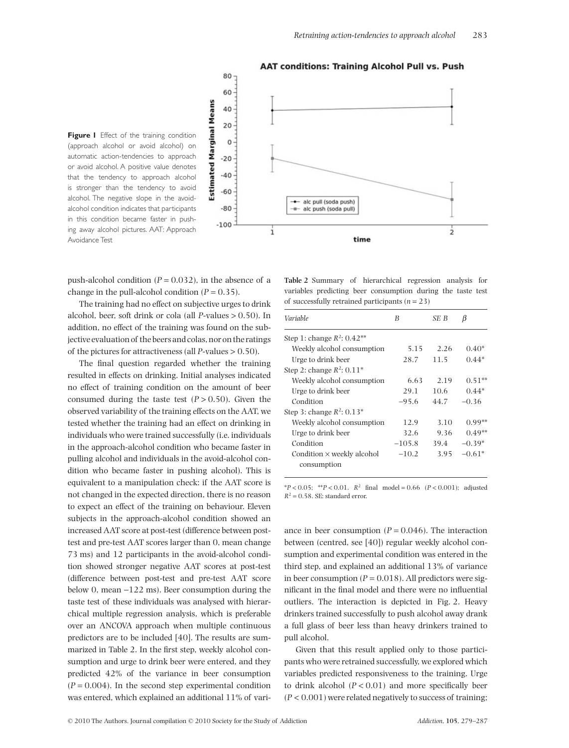**Figure 1** Effect of the training condition (approach alcohol or avoid alcohol) on automatic action-tendencies to approach or avoid alcohol. A positive value denotes that the tendency to approach alcohol is stronger than the tendency to avoid alcohol. The negative slope in the avoid-alcohol condition indicates that participants in this condition became faster in pushing away alcohol pictures. AAT: Approach Avoidance Test

push-alcohol condition ($P = 0.032$), in the absence of a change in the pull-alcohol condition ($P = 0.35$).

The training had no effect on subjective urges to drink alcohol, beer, soft drink or cola (all $P$-values $> 0.50$). In addition, no effect of the training was found on the subjective evaluation of the beers and colas, nor on the ratings of the pictures for attractiveness (all $P$-values $> 0.50$).

The final question regarded whether the training resulted in effects on drinking. Initial analyses indicated no effect of training condition on the amount of beer consumed during the taste test ($P > 0.50$). Given the observed variability of the training effects on the AAT, we tested whether the training had an effect on drinking in individuals who were trained successfully (i.e. individuals in the approach-alcohol condition who became faster in pulling alcohol and individuals in the avoid-alcohol condition who became faster in pushing alcohol). This is equivalent to a manipulation check: if the AAT score is not changed in the expected direction, there is no reason to expect an effect of the training on behaviour. Eleven subjects in the approach-alcohol condition showed an increased AAT score at post-test (difference between post-test and pre-test AAT scores larger than 0, mean change 73 ms) and 12 participants in the avoid-alcohol condition showed stronger negative AAT scores at post-test (difference between post-test and pre-test AAT score below 0, mean −122 ms). Beer consumption during the taste test of these individuals was analysed with hierarchical multiple regression analysis, which is preferable over an ANCOVA approach when multiple continuous predictors are to be included [40]. The results are summarized in Table 2. In the first step, weekly alcohol consumption and urge to drink beer were entered, and they predicted 42% of the variance in beer consumption ($P = 0.004$). In the second step experimental condition was entered, which explained an additional 11% of variance in beer consumption ($P = 0.046$). The interaction between (centred, see [40]) regular weekly alcohol consumption and experimental condition was entered in the third step, and explained an additional 13% of variance in beer consumption ($P = 0.018$). All predictors were significant in the final model and there were no influential outliers. The interaction is depicted in Fig. 2. Heavy drinkers trained successfully to push alcohol away drank a full glass of beer less than heavy drinkers trained to pull alcohol.

**Table 2** Summary of hierarchical regression analysis for variables predicting beer consumption during the taste test of successfully retrained participants ($n = 23$)

| *Variable* | *B* | *SE B* | $\beta$ |
|---|---|---|---|
| Step 1: change $R^2$: 0.42** | | | |
| Weekly alcohol consumption | 5.15 | 2.26 | 0.40* |
| Urge to drink beer | 28.7 | 11.5 | 0.44* |
| Step 2: change $R^2$: 0.11* | | | |
| Weekly alcohol consumption | 6.63 | 2.19 | 0.51** |
| Urge to drink beer | 29.1 | 10.6 | 0.44* |
| Condition | −95.6 | 44.7 | −0.36 |
| Step 3: change $R^2$: 0.13* | | | |
| Weekly alcohol consumption | 12.9 | 3.10 | 0.99** |
| Urge to drink beer | 32.6 | 9.36 | 0.49** |
| Condition | −105.8 | 39.4 | −0.39* |
| Condition × weekly alcohol consumption | −10.2 | 3.95 | −0.61* |

*$P < 0.05$; **$P < 0.01$. $R^2$ final model = 0.66 ($P < 0.001$); adjusted $R^2 = 0.58$. SE: standard error.

Given that this result applied only to those participants who were retrained successfully, we explored which variables predicted responsiveness to the training. Urge to drink alcohol ($P < 0.01$) and more specifically beer ($P < 0.001$) were related negatively to success of training;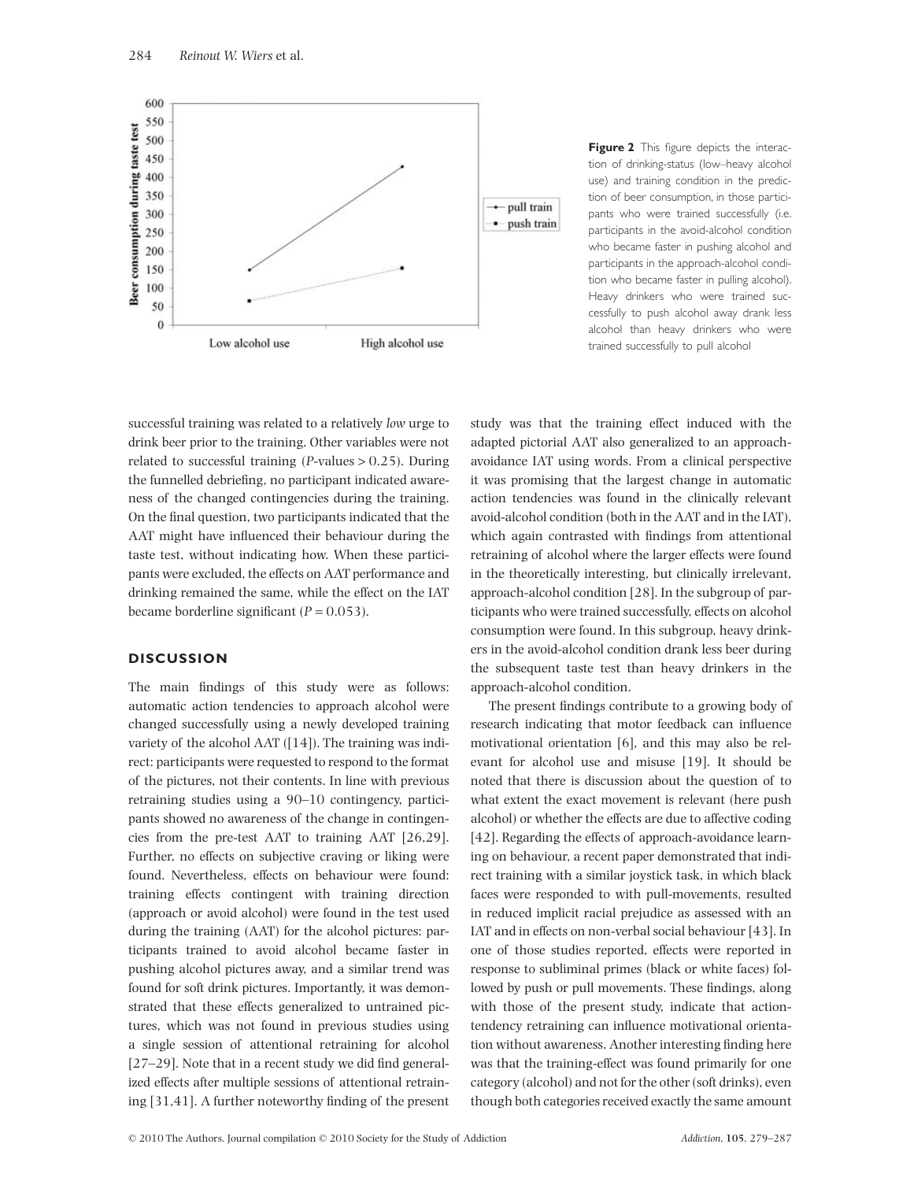**Figure 2** This figure depicts the interaction of drinking-status (low–heavy alcohol use) and training condition in the prediction of beer consumption, in those participants who were trained successfully (i.e. participants in the avoid-alcohol condition who became faster in pushing alcohol and participants in the approach-alcohol condition who became faster in pulling alcohol). Heavy drinkers who were trained successfully to push alcohol away drank less alcohol than heavy drinkers who were trained successfully to pull alcohol

successful training was related to a relatively *low* urge to drink beer prior to the training. Other variables were not related to successful training ($P$-values > 0.25). During the funnelled debriefing, no participant indicated awareness of the changed contingencies during the training. On the final question, two participants indicated that the AAT might have influenced their behaviour during the taste test, without indicating how. When these participants were excluded, the effects on AAT performance and drinking remained the same, while the effect on the IAT became borderline significant ($P = 0.053$).

## DISCUSSION

The main findings of this study were as follows: automatic action tendencies to approach alcohol were changed successfully using a newly developed training variety of the alcohol AAT ([14]). The training was indirect: participants were requested to respond to the format of the pictures, not their contents. In line with previous retraining studies using a 90–10 contingency, participants showed no awareness of the change in contingencies from the pre-test AAT to training AAT [26,29]. Further, no effects on subjective craving or liking were found. Nevertheless, effects on behaviour were found: training effects contingent with training direction (approach or avoid alcohol) were found in the test used during the training (AAT) for the alcohol pictures: participants trained to avoid alcohol became faster in pushing alcohol pictures away, and a similar trend was found for soft drink pictures. Importantly, it was demonstrated that these effects generalized to untrained pictures, which was not found in previous studies using a single session of attentional retraining for alcohol [27–29]. Note that in a recent study we did find generalized effects after multiple sessions of attentional retraining [31,41]. A further noteworthy finding of the present study was that the training effect induced with the adapted pictorial AAT also generalized to an approach-avoidance IAT using words. From a clinical perspective it was promising that the largest change in automatic action tendencies was found in the clinically relevant avoid-alcohol condition (both in the AAT and in the IAT), which again contrasted with findings from attentional retraining of alcohol where the larger effects were found in the theoretically interesting, but clinically irrelevant, approach-alcohol condition [28]. In the subgroup of participants who were trained successfully, effects on alcohol consumption were found. In this subgroup, heavy drinkers in the avoid-alcohol condition drank less beer during the subsequent taste test than heavy drinkers in the approach-alcohol condition.

The present findings contribute to a growing body of research indicating that motor feedback can influence motivational orientation [6], and this may also be relevant for alcohol use and misuse [19]. It should be noted that there is discussion about the question of to what extent the exact movement is relevant (here push alcohol) or whether the effects are due to affective coding [42]. Regarding the effects of approach-avoidance learning on behaviour, a recent paper demonstrated that indirect training with a similar joystick task, in which black faces were responded to with pull-movements, resulted in reduced implicit racial prejudice as assessed with an IAT and in effects on non-verbal social behaviour [43]. In one of those studies reported, effects were reported in response to subliminal primes (black or white faces) followed by push or pull movements. These findings, along with those of the present study, indicate that action-tendency retraining can influence motivational orientation without awareness. Another interesting finding here was that the training-effect was found primarily for one category (alcohol) and not for the other (soft drinks), even though both categories received exactly the same amount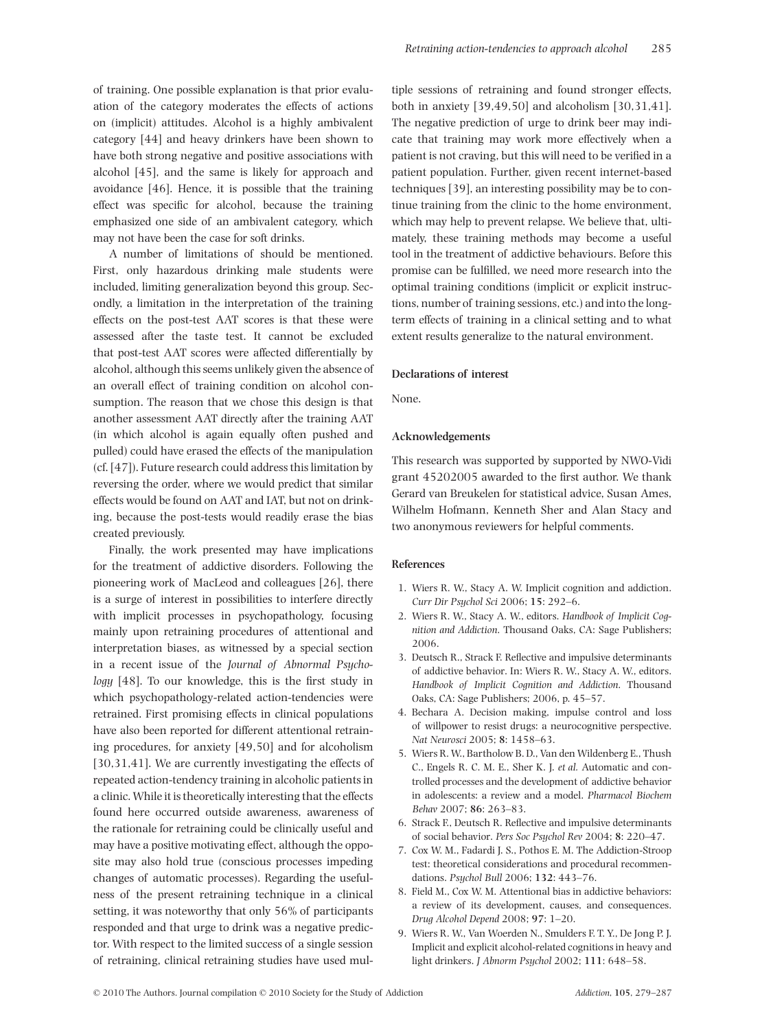of training. One possible explanation is that prior evaluation of the category moderates the effects of actions on (implicit) attitudes. Alcohol is a highly ambivalent category [44] and heavy drinkers have been shown to have both strong negative and positive associations with alcohol [45], and the same is likely for approach and avoidance [46]. Hence, it is possible that the training effect was specific for alcohol, because the training emphasized one side of an ambivalent category, which may not have been the case for soft drinks.

A number of limitations of should be mentioned. First, only hazardous drinking male students were included, limiting generalization beyond this group. Secondly, a limitation in the interpretation of the training effects on the post-test AAT scores is that these were assessed after the taste test. It cannot be excluded that post-test AAT scores were affected differentially by alcohol, although this seems unlikely given the absence of an overall effect of training condition on alcohol consumption. The reason that we chose this design is that another assessment AAT directly after the training AAT (in which alcohol is again equally often pushed and pulled) could have erased the effects of the manipulation (cf. [47]). Future research could address this limitation by reversing the order, where we would predict that similar effects would be found on AAT and IAT, but not on drinking, because the post-tests would readily erase the bias created previously.

Finally, the work presented may have implications for the treatment of addictive disorders. Following the pioneering work of MacLeod and colleagues [26], there is a surge of interest in possibilities to interfere directly with implicit processes in psychopathology, focusing mainly upon retraining procedures of attentional and interpretation biases, as witnessed by a special section in a recent issue of the *Journal of Abnormal Psychology* [48]. To our knowledge, this is the first study in which psychopathology-related action-tendencies were retrained. First promising effects in clinical populations have also been reported for different attentional retraining procedures, for anxiety [49,50] and for alcoholism [30,31,41]. We are currently investigating the effects of repeated action-tendency training in alcoholic patients in a clinic. While it is theoretically interesting that the effects found here occurred outside awareness, awareness of the rationale for retraining could be clinically useful and may have a positive motivating effect, although the opposite may also hold true (conscious processes impeding changes of automatic processes). Regarding the usefulness of the present retraining technique in a clinical setting, it was noteworthy that only 56% of participants responded and that urge to drink was a negative predictor. With respect to the limited success of a single session of retraining, clinical retraining studies have used multiple sessions of retraining and found stronger effects, both in anxiety [39,49,50] and alcoholism [30,31,41]. The negative prediction of urge to drink beer may indicate that training may work more effectively when a patient is not craving, but this will need to be verified in a patient population. Further, given recent internet-based techniques [39], an interesting possibility may be to continue training from the clinic to the home environment, which may help to prevent relapse. We believe that, ultimately, these training methods may become a useful tool in the treatment of addictive behaviours. Before this promise can be fulfilled, we need more research into the optimal training conditions (implicit or explicit instructions, number of training sessions, etc.) and into the long-term effects of training in a clinical setting and to what extent results generalize to the natural environment.

## Declarations of interest

None.

## Acknowledgements

This research was supported by supported by NWO-Vidi grant 45202005 awarded to the first author. We thank Gerard van Breukelen for statistical advice, Susan Ames, Wilhelm Hofmann, Kenneth Sher and Alan Stacy and two anonymous reviewers for helpful comments.

## References

1. Wiers R. W., Stacy A. W. Implicit cognition and addiction. *Curr Dir Psychol Sci* 2006; **15**: 292–6.
2. Wiers R. W., Stacy A. W., editors. *Handbook of Implicit Cognition and Addiction*. Thousand Oaks, CA: Sage Publishers; 2006.
3. Deutsch R., Strack F. Reflective and impulsive determinants of addictive behavior. In: Wiers R. W., Stacy A. W., editors. *Handbook of Implicit Cognition and Addiction*. Thousand Oaks, CA: Sage Publishers; 2006, p. 45–57.
4. Bechara A. Decision making, impulse control and loss of willpower to resist drugs: a neurocognitive perspective. *Nat Neurosci* 2005; **8**: 1458–63.
5. Wiers R. W., Bartholow B. D., Van den Wildenberg E., Thush C., Engels R. C. M. E., Sher K. J. *et al.* Automatic and controlled processes and the development of addictive behavior in adolescents: a review and a model. *Pharmacol Biochem Behav* 2007; **86**: 263–83.
6. Strack F., Deutsch R. Reflective and impulsive determinants of social behavior. *Pers Soc Psychol Rev* 2004; **8**: 220–47.
7. Cox W. M., Fadardi J. S., Pothos E. M. The Addiction-Stroop test: theoretical considerations and procedural recommendations. *Psychol Bull* 2006; **132**: 443–76.
8. Field M., Cox W. M. Attentional bias in addictive behaviors: a review of its development, causes, and consequences. *Drug Alcohol Depend* 2008; **97**: 1–20.
9. Wiers R. W., Van Woerden N., Smulders F. T. Y., De Jong P. J. Implicit and explicit alcohol-related cognitions in heavy and light drinkers. *J Abnorm Psychol* 2002; **111**: 648–58.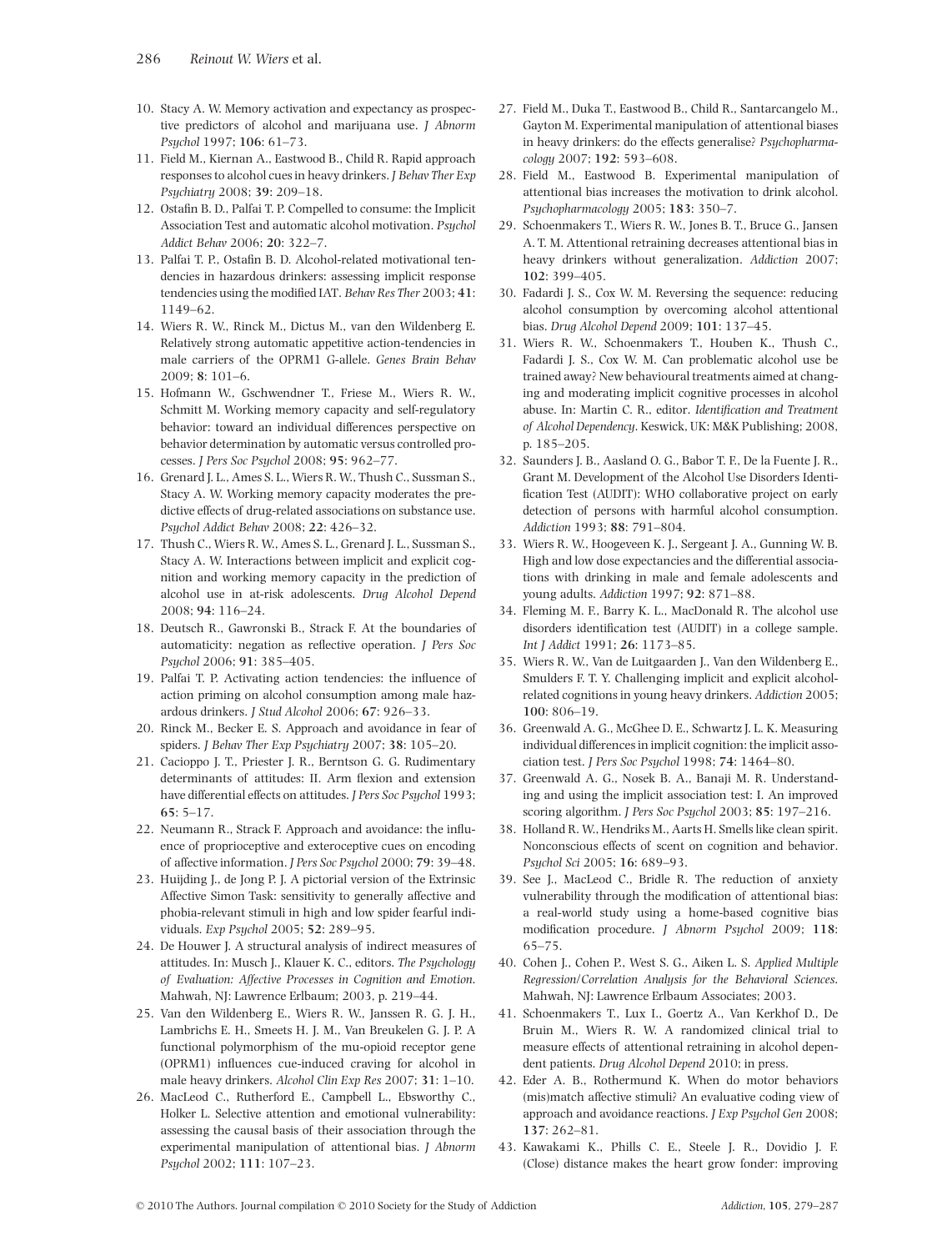10. Stacy A. W. Memory activation and expectancy as prospective predictors of alcohol and marijuana use. *J Abnorm Psychol* 1997; **106**: 61–73.
11. Field M., Kiernan A., Eastwood B., Child R. Rapid approach responses to alcohol cues in heavy drinkers. *J Behav Ther Exp Psychiatry* 2008; **39**: 209–18.
12. Ostafin B. D., Palfai T. P. Compelled to consume: the Implicit Association Test and automatic alcohol motivation. *Psychol Addict Behav* 2006; **20**: 322–7.
13. Palfai T. P., Ostafin B. D. Alcohol-related motivational tendencies in hazardous drinkers: assessing implicit response tendencies using the modified IAT. *Behav Res Ther* 2003; **41**: 1149–62.
14. Wiers R. W., Rinck M., Dictus M., van den Wildenberg E. Relatively strong automatic appetitive action-tendencies in male carriers of the OPRM1 G-allele. *Genes Brain Behav* 2009; **8**: 101–6.
15. Hofmann W., Gschwendner T., Friese M., Wiers R. W., Schmitt M. Working memory capacity and self-regulatory behavior: toward an individual differences perspective on behavior determination by automatic versus controlled processes. *J Pers Soc Psychol* 2008; **95**: 962–77.
16. Grenard J. L., Ames S. L., Wiers R. W., Thush C., Sussman S., Stacy A. W. Working memory capacity moderates the predictive effects of drug-related associations on substance use. *Psychol Addict Behav* 2008; **22**: 426–32.
17. Thush C., Wiers R. W., Ames S. L., Grenard J. L., Sussman S., Stacy A. W. Interactions between implicit and explicit cognition and working memory capacity in the prediction of alcohol use in at-risk adolescents. *Drug Alcohol Depend* 2008; **94**: 116–24.
18. Deutsch R., Gawronski B., Strack F. At the boundaries of automaticity: negation as reflective operation. *J Pers Soc Psychol* 2006; **91**: 385–405.
19. Palfai T. P. Activating action tendencies: the influence of action priming on alcohol consumption among male hazardous drinkers. *J Stud Alcohol* 2006; **67**: 926–33.
20. Rinck M., Becker E. S. Approach and avoidance in fear of spiders. *J Behav Ther Exp Psychiatry* 2007; **38**: 105–20.
21. Cacioppo J. T., Priester J. R., Berntson G. G. Rudimentary determinants of attitudes: II. Arm flexion and extension have differential effects on attitudes. *J Pers Soc Psychol* 1993; **65**: 5–17.
22. Neumann R., Strack F. Approach and avoidance: the influence of proprioceptive and exteroceptive cues on encoding of affective information. *J Pers Soc Psychol* 2000; **79**: 39–48.
23. Huijding J., de Jong P. J. A pictorial version of the Extrinsic Affective Simon Task: sensitivity to generally affective and phobia-relevant stimuli in high and low spider fearful individuals. *Exp Psychol* 2005; **52**: 289–95.
24. De Houwer J. A structural analysis of indirect measures of attitudes. In: Musch J., Klauer K. C., editors. *The Psychology of Evaluation: Affective Processes in Cognition and Emotion*. Mahwah, NJ: Lawrence Erlbaum; 2003, p. 219–44.
25. Van den Wildenberg E., Wiers R. W., Janssen R. G. J. H., Lambrichs E. H., Smeets H. J. M., Van Breukelen G. J. P. A functional polymorphism of the mu-opioid receptor gene (OPRM1) influences cue-induced craving for alcohol in male heavy drinkers. *Alcohol Clin Exp Res* 2007; **31**: 1–10.
26. MacLeod C., Rutherford E., Campbell L., Ebsworthy C., Holker L. Selective attention and emotional vulnerability: assessing the causal basis of their association through the experimental manipulation of attentional bias. *J Abnorm Psychol* 2002; **111**: 107–23.
27. Field M., Duka T., Eastwood B., Child R., Santarcangelo M., Gayton M. Experimental manipulation of attentional biases in heavy drinkers: do the effects generalise? *Psychopharmacology* 2007; **192**: 593–608.
28. Field M., Eastwood B. Experimental manipulation of attentional bias increases the motivation to drink alcohol. *Psychopharmacology* 2005; **183**: 350–7.
29. Schoenmakers T., Wiers R. W., Jones B. T., Bruce G., Jansen A. T. M. Attentional retraining decreases attentional bias in heavy drinkers without generalization. *Addiction* 2007; **102**: 399–405.
30. Fadardi J. S., Cox W. M. Reversing the sequence: reducing alcohol consumption by overcoming alcohol attentional bias. *Drug Alcohol Depend* 2009; **101**: 137–45.
31. Wiers R. W., Schoenmakers T., Houben K., Thush C., Fadardi J. S., Cox W. M. Can problematic alcohol use be trained away? New behavioural treatments aimed at changing and moderating implicit cognitive processes in alcohol abuse. In: Martin C. R., editor. *Identification and Treatment of Alcohol Dependency*. Keswick, UK: M&K Publishing; 2008, p. 185–205.
32. Saunders J. B., Aasland O. G., Babor T. F., De la Fuente J. R., Grant M. Development of the Alcohol Use Disorders Identification Test (AUDIT): WHO collaborative project on early detection of persons with harmful alcohol consumption. *Addiction* 1993; **88**: 791–804.
33. Wiers R. W., Hoogeveen K. J., Sergeant J. A., Gunning W. B. High and low dose expectancies and the differential associations with drinking in male and female adolescents and young adults. *Addiction* 1997; **92**: 871–88.
34. Fleming M. F., Barry K. L., MacDonald R. The alcohol use disorders identification test (AUDIT) in a college sample. *Int J Addict* 1991; **26**: 1173–85.
35. Wiers R. W., Van de Luitgaarden J., Van den Wildenberg E., Smulders F. T. Y. Challenging implicit and explicit alcohol-related cognitions in young heavy drinkers. *Addiction* 2005; **100**: 806–19.
36. Greenwald A. G., McGhee D. E., Schwartz J. L. K. Measuring individual differences in implicit cognition: the implicit association test. *J Pers Soc Psychol* 1998; **74**: 1464–80.
37. Greenwald A. G., Nosek B. A., Banaji M. R. Understanding and using the implicit association test: I. An improved scoring algorithm. *J Pers Soc Psychol* 2003; **85**: 197–216.
38. Holland R. W., Hendriks M., Aarts H. Smells like clean spirit. Nonconscious effects of scent on cognition and behavior. *Psychol Sci* 2005; **16**: 689–93.
39. See J., MacLeod C., Bridle R. The reduction of anxiety vulnerability through the modification of attentional bias: a real-world study using a home-based cognitive bias modification procedure. *J Abnorm Psychol* 2009; **118**: 65–75.
40. Cohen J., Cohen P., West S. G., Aiken L. S. *Applied Multiple Regression/Correlation Analysis for the Behavioral Sciences*. Mahwah, NJ: Lawrence Erlbaum Associates; 2003.
41. Schoenmakers T., Lux I., Goertz A., Van Kerkhof D., De Bruin M., Wiers R. W. A randomized clinical trial to measure effects of attentional retraining in alcohol dependent patients. *Drug Alcohol Depend* 2010; in press.
42. Eder A. B., Rothermund K. When do motor behaviors (mis)match affective stimuli? An evaluative coding view of approach and avoidance reactions. *J Exp Psychol Gen* 2008; **137**: 262–81.
43. Kawakami K., Phills C. E., Steele J. R., Dovidio J. F. (Close) distance makes the heart grow fonder: improving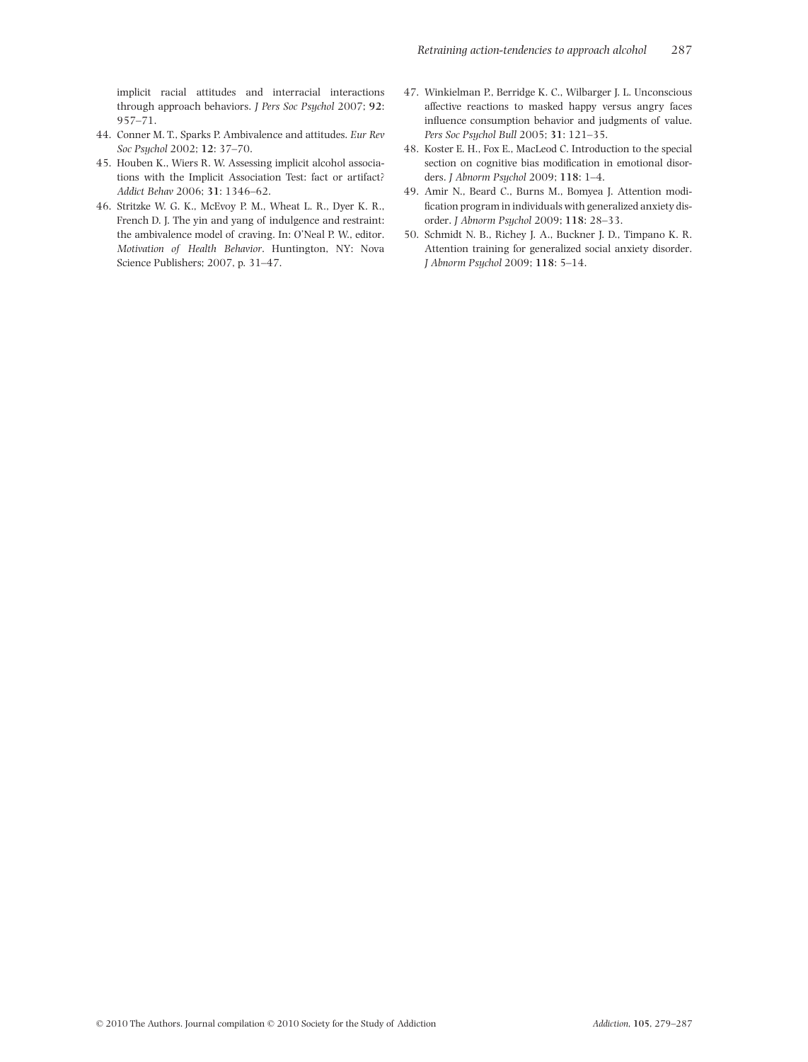implicit racial attitudes and interracial interactions through approach behaviors. *J Pers Soc Psychol* 2007; **92**: 957–71.

44. Conner M. T., Sparks P. Ambivalence and attitudes. *Eur Rev Soc Psychol* 2002; **12**: 37–70.
45. Houben K., Wiers R. W. Assessing implicit alcohol associations with the Implicit Association Test: fact or artifact? *Addict Behav* 2006; **31**: 1346–62.
46. Stritzke W. G. K., McEvoy P. M., Wheat L. R., Dyer K. R., French D. J. The yin and yang of indulgence and restraint: the ambivalence model of craving. In: O'Neal P. W., editor. *Motivation of Health Behavior*. Huntington, NY: Nova Science Publishers; 2007, p. 31–47.
47. Winkielman P., Berridge K. C., Wilbarger J. L. Unconscious affective reactions to masked happy versus angry faces influence consumption behavior and judgments of value. *Pers Soc Psychol Bull* 2005; **31**: 121–35.
48. Koster E. H., Fox E., MacLeod C. Introduction to the special section on cognitive bias modification in emotional disorders. *J Abnorm Psychol* 2009; **118**: 1–4.
49. Amir N., Beard C., Burns M., Bomyea J. Attention modification program in individuals with generalized anxiety disorder. *J Abnorm Psychol* 2009; **118**: 28–33.
50. Schmidt N. B., Richey J. A., Buckner J. D., Timpano K. R. Attention training for generalized social anxiety disorder. *J Abnorm Psychol* 2009; **118**: 5–14.